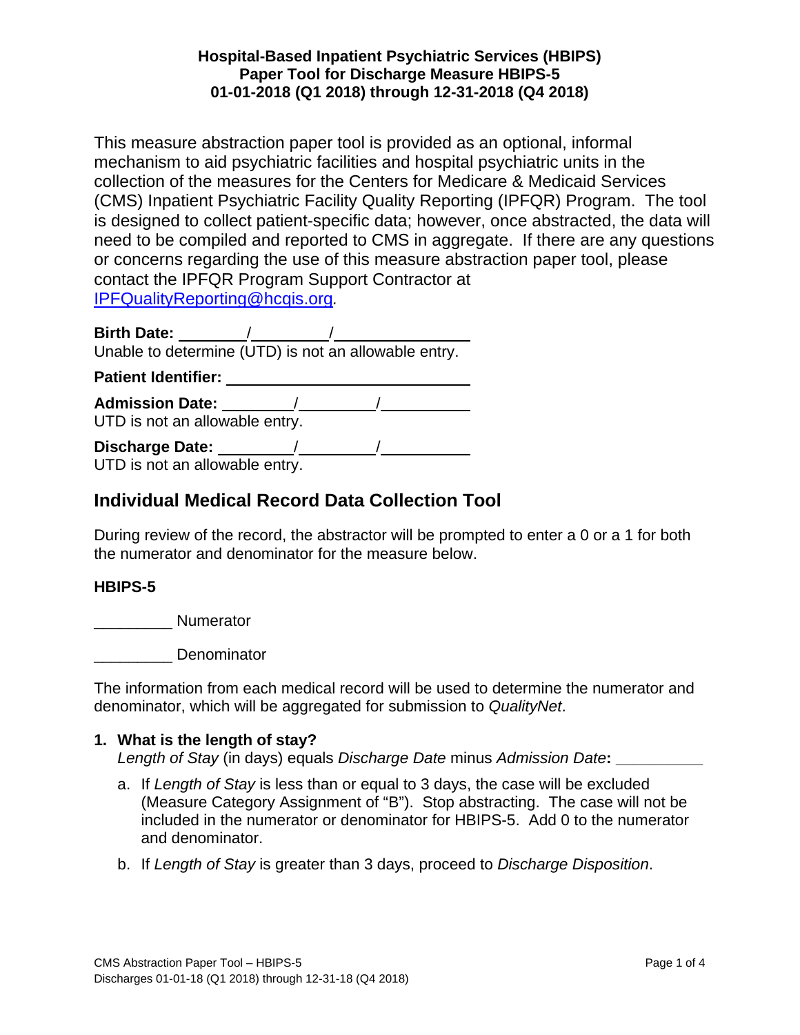**Hospital-Based Inpatient Psychiatric Services (HBIPS)**
**Paper Tool for Discharge Measure HBIPS-5**
**01-01-2018 (Q1 2018) through 12-31-2018 (Q4 2018)**

This measure abstraction paper tool is provided as an optional, informal mechanism to aid psychiatric facilities and hospital psychiatric units in the collection of the measures for the Centers for Medicare & Medicaid Services (CMS) Inpatient Psychiatric Facility Quality Reporting (IPFQR) Program. The tool is designed to collect patient-specific data; however, once abstracted, the data will need to be compiled and reported to CMS in aggregate. If there are any questions or concerns regarding the use of this measure abstraction paper tool, please contact the IPFQR Program Support Contractor at IPFQualityReporting@hcqis.org.

**Birth Date:** ________/________/________
Unable to determine (UTD) is not an allowable entry.

**Patient Identifier:** ____________________

**Admission Date:** ________/________/________
UTD is not an allowable entry.

**Discharge Date:** ________/________/________
UTD is not an allowable entry.

## Individual Medical Record Data Collection Tool

During review of the record, the abstractor will be prompted to enter a 0 or a 1 for both the numerator and denominator for the measure below.

**HBIPS-5**

_________ Numerator

_________ Denominator

The information from each medical record will be used to determine the numerator and denominator, which will be aggregated for submission to *QualityNet*.

1. **What is the length of stay?**
   *Length of Stay* (in days) equals *Discharge Date* minus *Admission Date*: __________
   a. If *Length of Stay* is less than or equal to 3 days, the case will be excluded (Measure Category Assignment of "B"). Stop abstracting. The case will not be included in the numerator or denominator for HBIPS-5. Add 0 to the numerator and denominator.
   b. If *Length of Stay* is greater than 3 days, proceed to *Discharge Disposition*.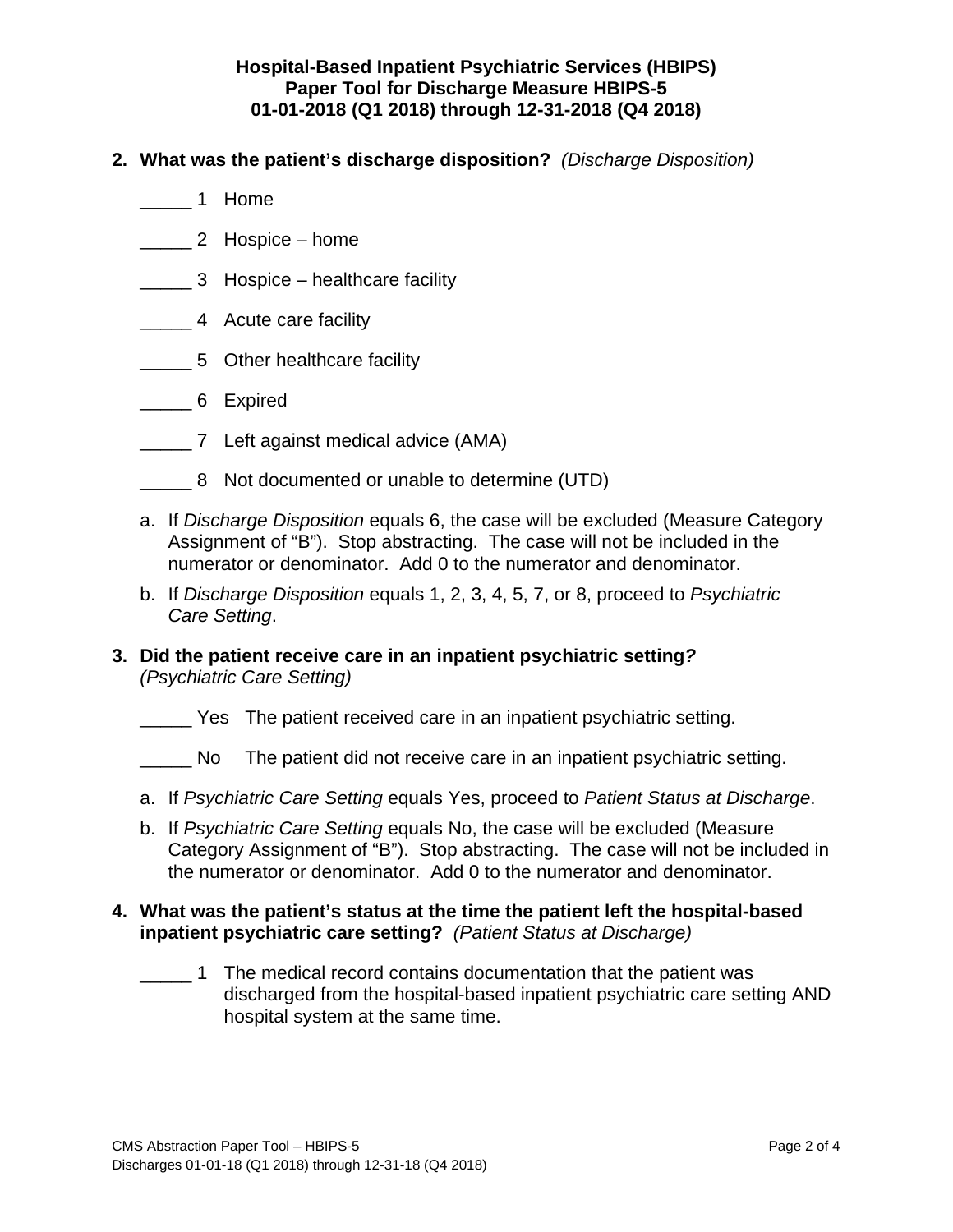**Hospital-Based Inpatient Psychiatric Services (HBIPS)**
**Paper Tool for Discharge Measure HBIPS-5**
**01-01-2018 (Q1 2018) through 12-31-2018 (Q4 2018)**

2. **What was the patient's discharge disposition?** *(Discharge Disposition)*

   _____ 1 Home

   _____ 2 Hospice – home

   _____ 3 Hospice – healthcare facility

   _____ 4 Acute care facility

   _____ 5 Other healthcare facility

   _____ 6 Expired

   _____ 7 Left against medical advice (AMA)

   _____ 8 Not documented or unable to determine (UTD)

   a. If *Discharge Disposition* equals 6, the case will be excluded (Measure Category Assignment of "B"). Stop abstracting. The case will not be included in the numerator or denominator. Add 0 to the numerator and denominator.
   b. If *Discharge Disposition* equals 1, 2, 3, 4, 5, 7, or 8, proceed to *Psychiatric Care Setting*.

3. **Did the patient receive care in an inpatient psychiatric setting*?*** *(Psychiatric Care Setting)*

   _____ Yes The patient received care in an inpatient psychiatric setting.

   _____ No The patient did not receive care in an inpatient psychiatric setting.

   a. If *Psychiatric Care Setting* equals Yes, proceed to *Patient Status at Discharge*.
   b. If *Psychiatric Care Setting* equals No, the case will be excluded (Measure Category Assignment of "B"). Stop abstracting. The case will not be included in the numerator or denominator. Add 0 to the numerator and denominator.

4. **What was the patient's status at the time the patient left the hospital-based inpatient psychiatric care setting?** *(Patient Status at Discharge)*

   _____ 1 The medical record contains documentation that the patient was discharged from the hospital-based inpatient psychiatric care setting AND hospital system at the same time.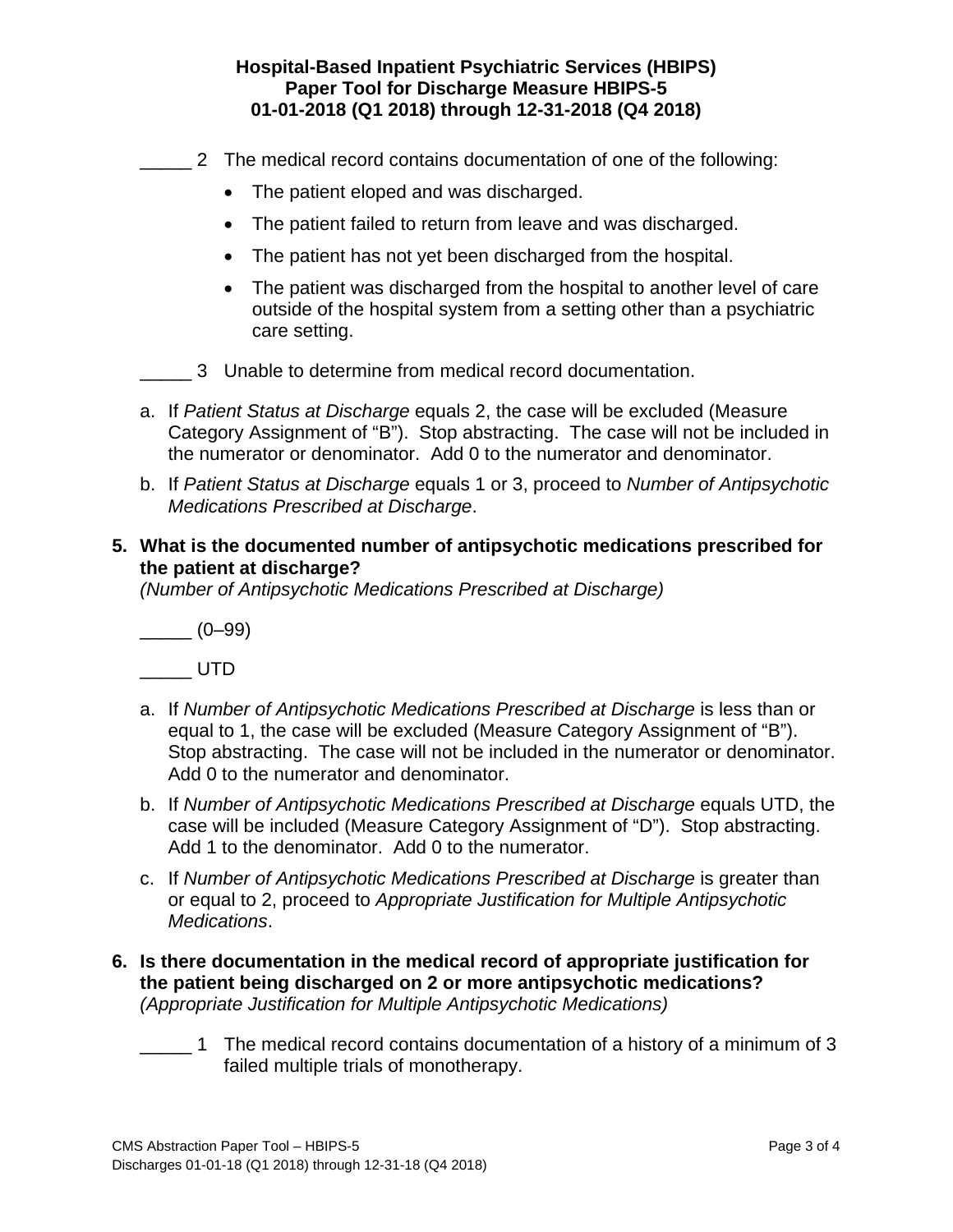**Hospital-Based Inpatient Psychiatric Services (HBIPS)**
**Paper Tool for Discharge Measure HBIPS-5**
**01-01-2018 (Q1 2018) through 12-31-2018 (Q4 2018)**

_____ 2 The medical record contains documentation of one of the following:

- The patient eloped and was discharged.
- The patient failed to return from leave and was discharged.
- The patient has not yet been discharged from the hospital.
- The patient was discharged from the hospital to another level of care outside of the hospital system from a setting other than a psychiatric care setting.

_____ 3 Unable to determine from medical record documentation.

a. If *Patient Status at Discharge* equals 2, the case will be excluded (Measure Category Assignment of "B"). Stop abstracting. The case will not be included in the numerator or denominator. Add 0 to the numerator and denominator.

b. If *Patient Status at Discharge* equals 1 or 3, proceed to *Number of Antipsychotic Medications Prescribed at Discharge*.

**5. What is the documented number of antipsychotic medications prescribed for the patient at discharge?**
*(Number of Antipsychotic Medications Prescribed at Discharge)*

_____ (0–99)

_____ UTD

a. If *Number of Antipsychotic Medications Prescribed at Discharge* is less than or equal to 1, the case will be excluded (Measure Category Assignment of "B"). Stop abstracting. The case will not be included in the numerator or denominator. Add 0 to the numerator and denominator.

b. If *Number of Antipsychotic Medications Prescribed at Discharge* equals UTD, the case will be included (Measure Category Assignment of "D"). Stop abstracting. Add 1 to the denominator. Add 0 to the numerator.

c. If *Number of Antipsychotic Medications Prescribed at Discharge* is greater than or equal to 2, proceed to *Appropriate Justification for Multiple Antipsychotic Medications*.

**6. Is there documentation in the medical record of appropriate justification for the patient being discharged on 2 or more antipsychotic medications?**
*(Appropriate Justification for Multiple Antipsychotic Medications)*

_____ 1 The medical record contains documentation of a history of a minimum of 3 failed multiple trials of monotherapy.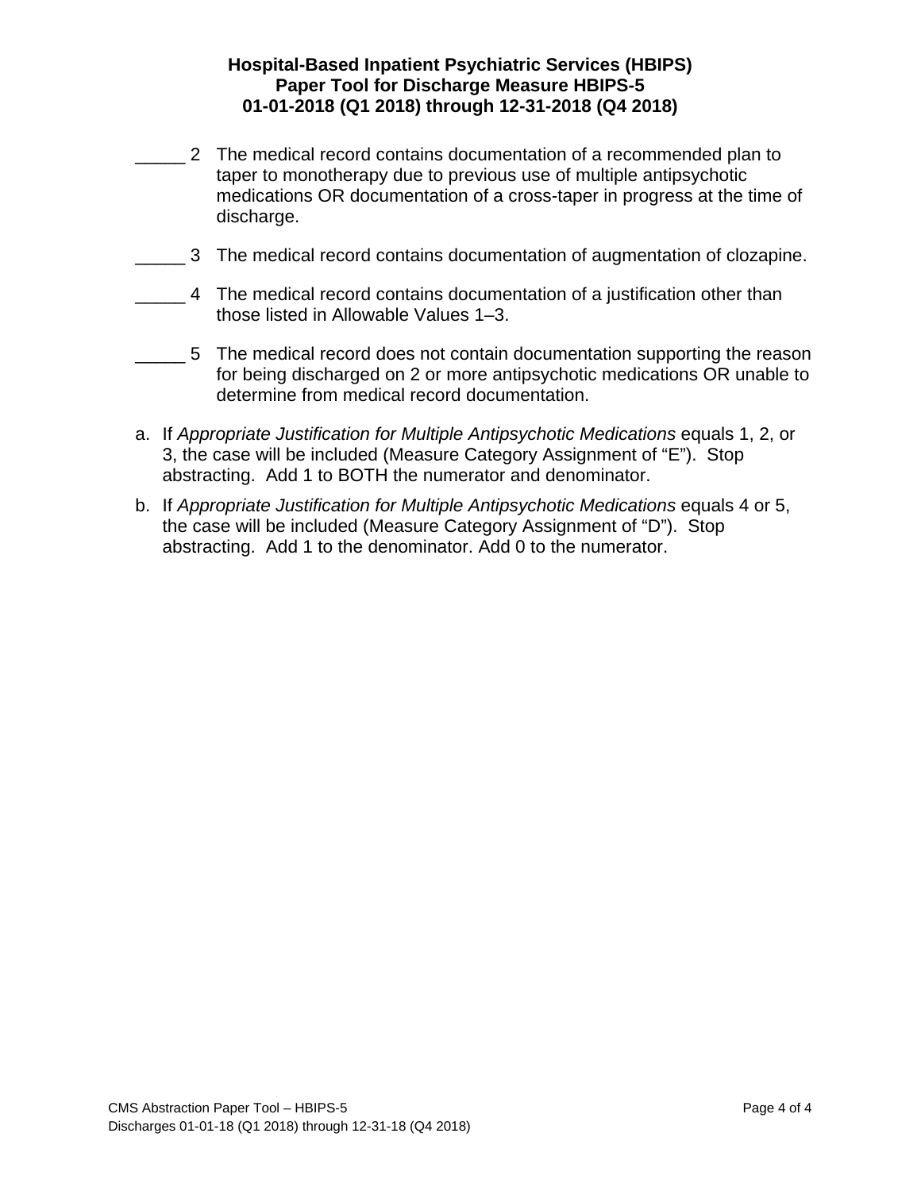_____ 2 The medical record contains documentation of a recommended plan to taper to monotherapy due to previous use of multiple antipsychotic medications OR documentation of a cross-taper in progress at the time of discharge.

_____ 3 The medical record contains documentation of augmentation of clozapine.

_____ 4 The medical record contains documentation of a justification other than those listed in Allowable Values 1–3.

_____ 5 The medical record does not contain documentation supporting the reason for being discharged on 2 or more antipsychotic medications OR unable to determine from medical record documentation.

a. If *Appropriate Justification for Multiple Antipsychotic Medications* equals 1, 2, or 3, the case will be included (Measure Category Assignment of "E"). Stop abstracting. Add 1 to BOTH the numerator and denominator.

b. If *Appropriate Justification for Multiple Antipsychotic Medications* equals 4 or 5, the case will be included (Measure Category Assignment of "D"). Stop abstracting. Add 1 to the denominator. Add 0 to the numerator.